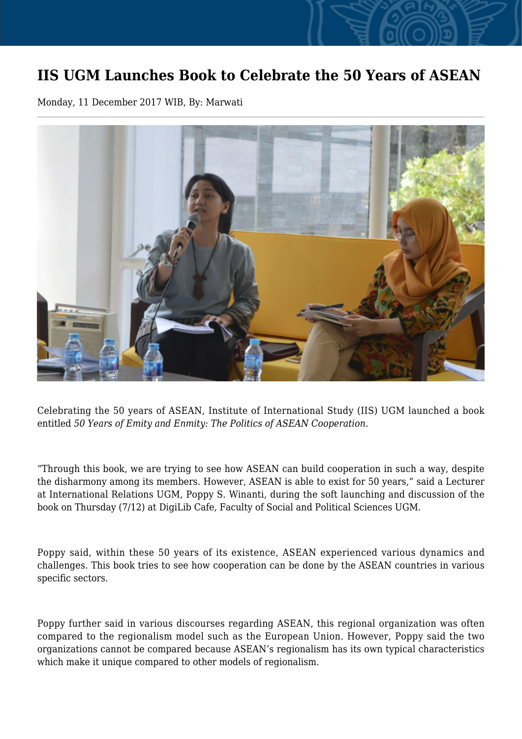# IIS UGM Launches Book to Celebrate the 50 Years of ASEAN

Monday, 11 December 2017 WIB, By: Marwati

Celebrating the 50 years of ASEAN, Institute of International Study (IIS) UGM launched a book entitled *50 Years of Emity and Enmity: The Politics of ASEAN Cooperation.*

"Through this book, we are trying to see how ASEAN can build cooperation in such a way, despite the disharmony among its members. However, ASEAN is able to exist for 50 years," said a Lecturer at International Relations UGM, Poppy S. Winanti, during the soft launching and discussion of the book on Thursday (7/12) at DigiLib Cafe, Faculty of Social and Political Sciences UGM.

Poppy said, within these 50 years of its existence, ASEAN experienced various dynamics and challenges. This book tries to see how cooperation can be done by the ASEAN countries in various specific sectors.

Poppy further said in various discourses regarding ASEAN, this regional organization was often compared to the regionalism model such as the European Union. However, Poppy said the two organizations cannot be compared because ASEAN's regionalism has its own typical characteristics which make it unique compared to other models of regionalism.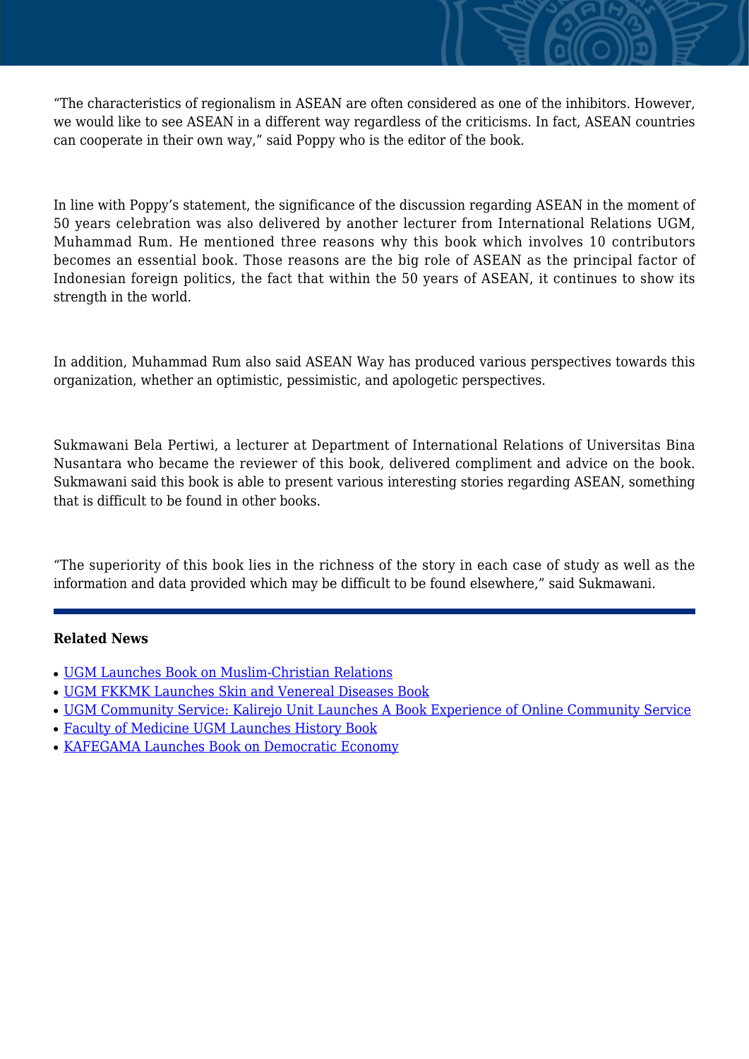"The characteristics of regionalism in ASEAN are often considered as one of the inhibitors. However, we would like to see ASEAN in a different way regardless of the criticisms. In fact, ASEAN countries can cooperate in their own way," said Poppy who is the editor of the book.

In line with Poppy's statement, the significance of the discussion regarding ASEAN in the moment of 50 years celebration was also delivered by another lecturer from International Relations UGM, Muhammad Rum. He mentioned three reasons why this book which involves 10 contributors becomes an essential book. Those reasons are the big role of ASEAN as the principal factor of Indonesian foreign politics, the fact that within the 50 years of ASEAN, it continues to show its strength in the world.

In addition, Muhammad Rum also said ASEAN Way has produced various perspectives towards this organization, whether an optimistic, pessimistic, and apologetic perspectives.

Sukmawani Bela Pertiwi, a lecturer at Department of International Relations of Universitas Bina Nusantara who became the reviewer of this book, delivered compliment and advice on the book. Sukmawani said this book is able to present various interesting stories regarding ASEAN, something that is difficult to be found in other books.

"The superiority of this book lies in the richness of the story in each case of study as well as the information and data provided which may be difficult to be found elsewhere," said Sukmawani.

**Related News**

- UGM Launches Book on Muslim-Christian Relations
- UGM FKKMK Launches Skin and Venereal Diseases Book
- UGM Community Service: Kalirejo Unit Launches A Book Experience of Online Community Service
- Faculty of Medicine UGM Launches History Book
- KAFEGAMA Launches Book on Democratic Economy